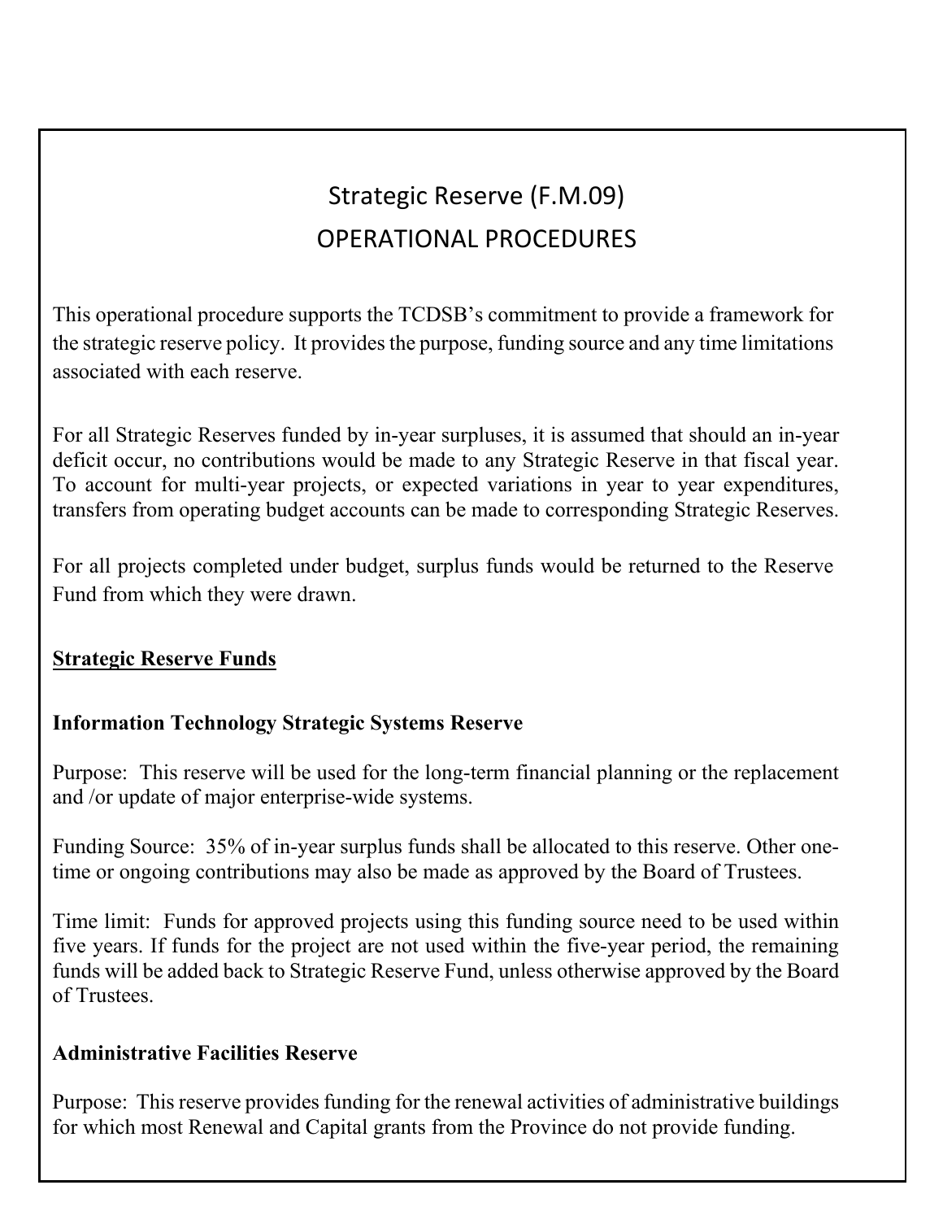# Strategic Reserve (F.M.09)
# OPERATIONAL PROCEDURES

This operational procedure supports the TCDSB's commitment to provide a framework for the strategic reserve policy. It provides the purpose, funding source and any time limitations associated with each reserve.

For all Strategic Reserves funded by in-year surpluses, it is assumed that should an in-year deficit occur, no contributions would be made to any Strategic Reserve in that fiscal year. To account for multi-year projects, or expected variations in year to year expenditures, transfers from operating budget accounts can be made to corresponding Strategic Reserves.

For all projects completed under budget, surplus funds would be returned to the Reserve Fund from which they were drawn.

## Strategic Reserve Funds

### Information Technology Strategic Systems Reserve

Purpose: This reserve will be used for the long-term financial planning or the replacement and /or update of major enterprise-wide systems.

Funding Source: 35% of in-year surplus funds shall be allocated to this reserve. Other one-time or ongoing contributions may also be made as approved by the Board of Trustees.

Time limit: Funds for approved projects using this funding source need to be used within five years. If funds for the project are not used within the five-year period, the remaining funds will be added back to Strategic Reserve Fund, unless otherwise approved by the Board of Trustees.

### Administrative Facilities Reserve

Purpose: This reserve provides funding for the renewal activities of administrative buildings for which most Renewal and Capital grants from the Province do not provide funding.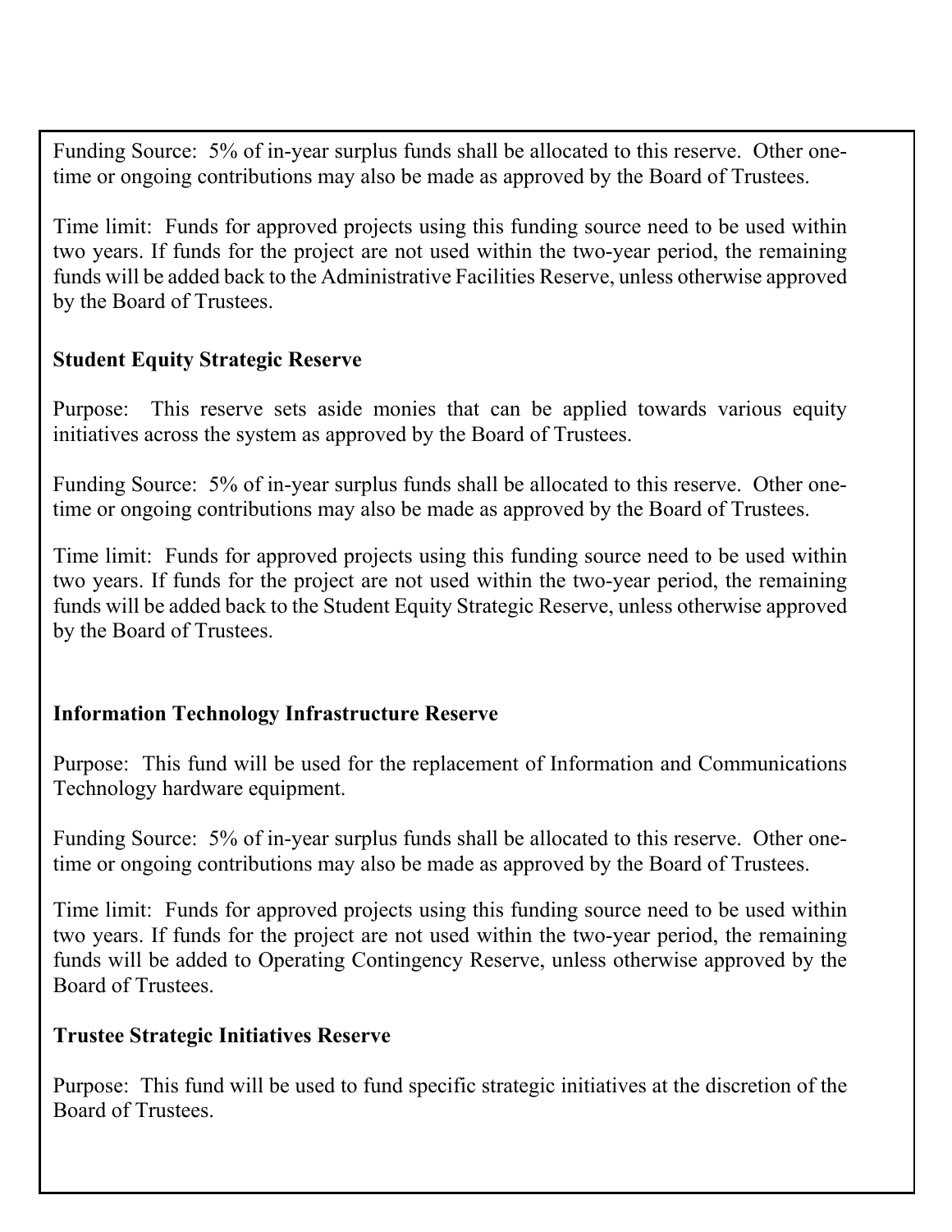Funding Source: 5% of in-year surplus funds shall be allocated to this reserve. Other one-time or ongoing contributions may also be made as approved by the Board of Trustees.

Time limit: Funds for approved projects using this funding source need to be used within two years. If funds for the project are not used within the two-year period, the remaining funds will be added back to the Administrative Facilities Reserve, unless otherwise approved by the Board of Trustees.

**Student Equity Strategic Reserve**

Purpose: This reserve sets aside monies that can be applied towards various equity initiatives across the system as approved by the Board of Trustees.

Funding Source: 5% of in-year surplus funds shall be allocated to this reserve. Other one-time or ongoing contributions may also be made as approved by the Board of Trustees.

Time limit: Funds for approved projects using this funding source need to be used within two years. If funds for the project are not used within the two-year period, the remaining funds will be added back to the Student Equity Strategic Reserve, unless otherwise approved by the Board of Trustees.

**Information Technology Infrastructure Reserve**

Purpose: This fund will be used for the replacement of Information and Communications Technology hardware equipment.

Funding Source: 5% of in-year surplus funds shall be allocated to this reserve. Other one-time or ongoing contributions may also be made as approved by the Board of Trustees.

Time limit: Funds for approved projects using this funding source need to be used within two years. If funds for the project are not used within the two-year period, the remaining funds will be added to Operating Contingency Reserve, unless otherwise approved by the Board of Trustees.

**Trustee Strategic Initiatives Reserve**

Purpose: This fund will be used to fund specific strategic initiatives at the discretion of the Board of Trustees.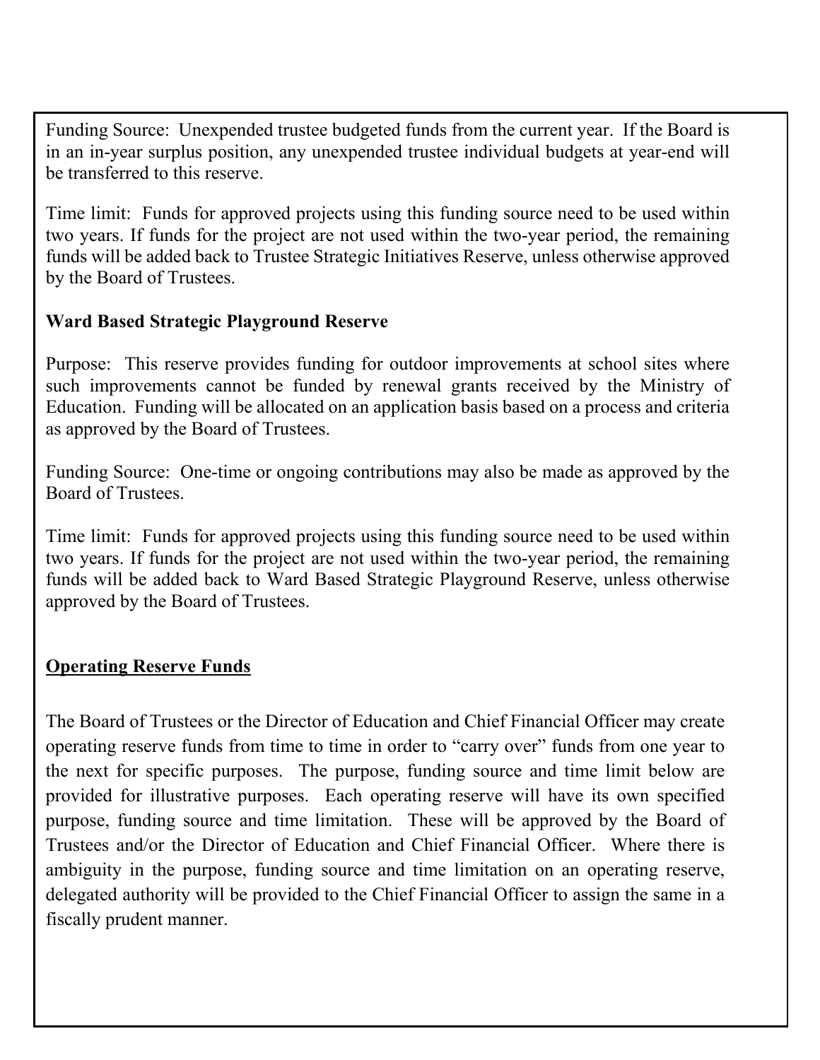Funding Source: Unexpended trustee budgeted funds from the current year. If the Board is in an in-year surplus position, any unexpended trustee individual budgets at year-end will be transferred to this reserve.

Time limit: Funds for approved projects using this funding source need to be used within two years. If funds for the project are not used within the two-year period, the remaining funds will be added back to Trustee Strategic Initiatives Reserve, unless otherwise approved by the Board of Trustees.

**Ward Based Strategic Playground Reserve**

Purpose: This reserve provides funding for outdoor improvements at school sites where such improvements cannot be funded by renewal grants received by the Ministry of Education. Funding will be allocated on an application basis based on a process and criteria as approved by the Board of Trustees.

Funding Source: One-time or ongoing contributions may also be made as approved by the Board of Trustees.

Time limit: Funds for approved projects using this funding source need to be used within two years. If funds for the project are not used within the two-year period, the remaining funds will be added back to Ward Based Strategic Playground Reserve, unless otherwise approved by the Board of Trustees.

## Operating Reserve Funds

The Board of Trustees or the Director of Education and Chief Financial Officer may create operating reserve funds from time to time in order to "carry over" funds from one year to the next for specific purposes. The purpose, funding source and time limit below are provided for illustrative purposes. Each operating reserve will have its own specified purpose, funding source and time limitation. These will be approved by the Board of Trustees and/or the Director of Education and Chief Financial Officer. Where there is ambiguity in the purpose, funding source and time limitation on an operating reserve, delegated authority will be provided to the Chief Financial Officer to assign the same in a fiscally prudent manner.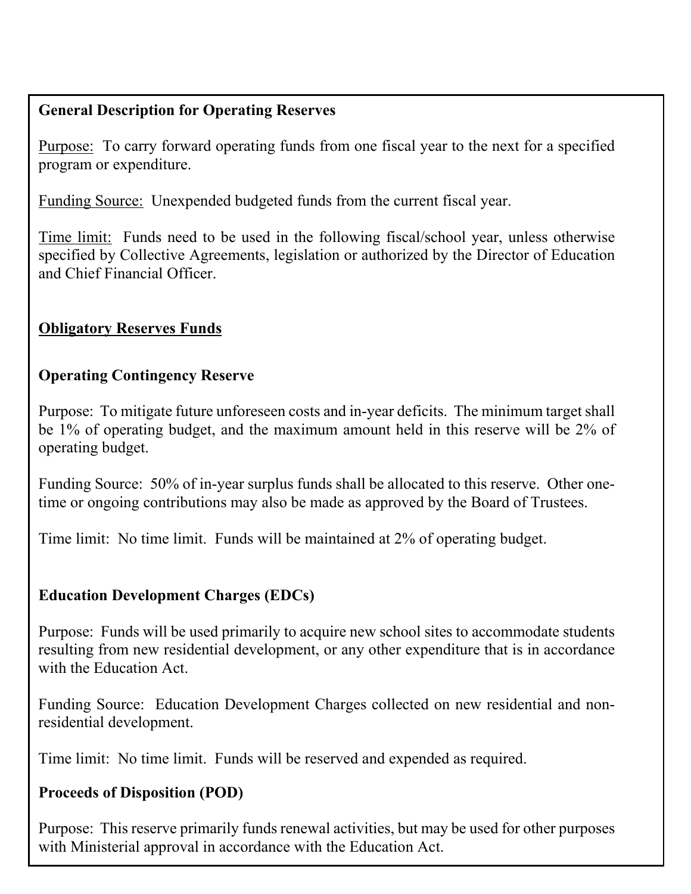**General Description for Operating Reserves**

Purpose: To carry forward operating funds from one fiscal year to the next for a specified program or expenditure.

Funding Source: Unexpended budgeted funds from the current fiscal year.

Time limit: Funds need to be used in the following fiscal/school year, unless otherwise specified by Collective Agreements, legislation or authorized by the Director of Education and Chief Financial Officer.

**Obligatory Reserves Funds**

**Operating Contingency Reserve**

Purpose: To mitigate future unforeseen costs and in-year deficits. The minimum target shall be 1% of operating budget, and the maximum amount held in this reserve will be 2% of operating budget.

Funding Source: 50% of in-year surplus funds shall be allocated to this reserve. Other one-time or ongoing contributions may also be made as approved by the Board of Trustees.

Time limit: No time limit. Funds will be maintained at 2% of operating budget.

**Education Development Charges (EDCs)**

Purpose: Funds will be used primarily to acquire new school sites to accommodate students resulting from new residential development, or any other expenditure that is in accordance with the Education Act.

Funding Source: Education Development Charges collected on new residential and non-residential development.

Time limit: No time limit. Funds will be reserved and expended as required.

**Proceeds of Disposition (POD)**

Purpose: This reserve primarily funds renewal activities, but may be used for other purposes with Ministerial approval in accordance with the Education Act.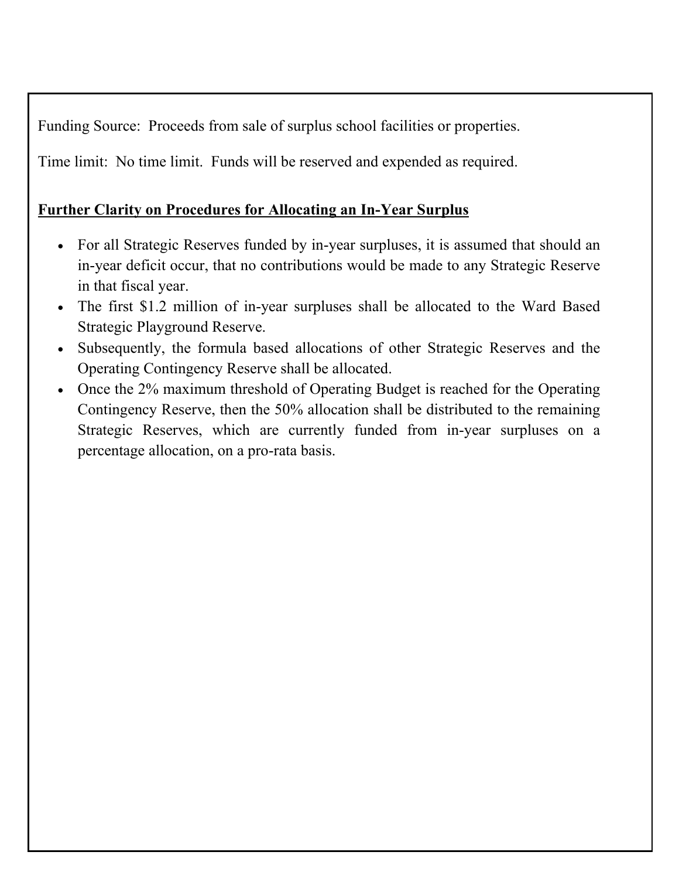Funding Source: Proceeds from sale of surplus school facilities or properties.

Time limit: No time limit. Funds will be reserved and expended as required.

**Further Clarity on Procedures for Allocating an In-Year Surplus**

- For all Strategic Reserves funded by in-year surpluses, it is assumed that should an in-year deficit occur, that no contributions would be made to any Strategic Reserve in that fiscal year.
- The first $1.2 million of in-year surpluses shall be allocated to the Ward Based Strategic Playground Reserve.
- Subsequently, the formula based allocations of other Strategic Reserves and the Operating Contingency Reserve shall be allocated.
- Once the 2% maximum threshold of Operating Budget is reached for the Operating Contingency Reserve, then the 50% allocation shall be distributed to the remaining Strategic Reserves, which are currently funded from in-year surpluses on a percentage allocation, on a pro-rata basis.